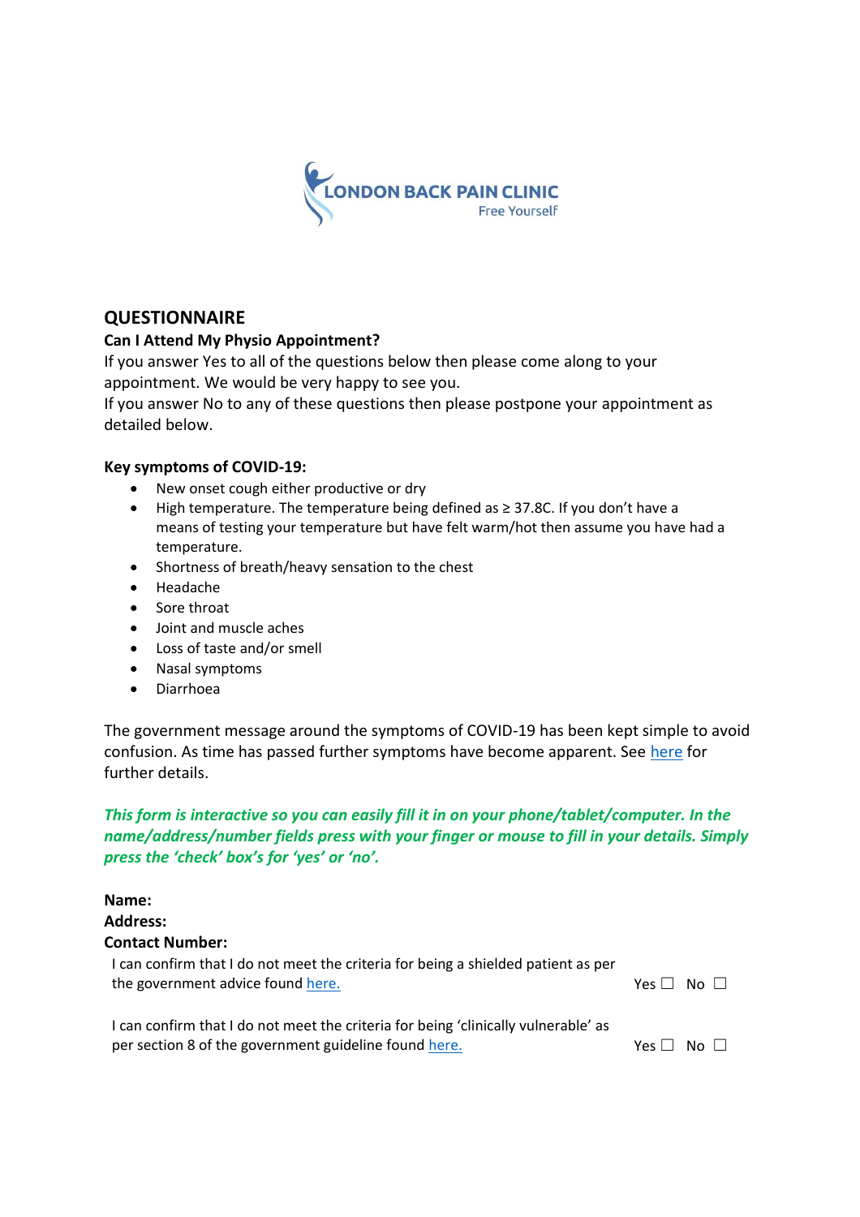LONDON BACK PAIN CLINIC

Free Yourself

## QUESTIONNAIRE

### Can I Attend My Physio Appointment?

If you answer Yes to all of the questions below then please come along to your appointment. We would be very happy to see you.

If you answer No to any of these questions then please postpone your appointment as detailed below.

**Key symptoms of COVID-19:**

- New onset cough either productive or dry
- High temperature. The temperature being defined as ≥ 37.8C. If you don't have a means of testing your temperature but have felt warm/hot then assume you have had a temperature.
- Shortness of breath/heavy sensation to the chest
- Headache
- Sore throat
- Joint and muscle aches
- Loss of taste and/or smell
- Nasal symptoms
- Diarrhoea

The government message around the symptoms of COVID-19 has been kept simple to avoid confusion. As time has passed further symptoms have become apparent. See here for further details.

***This form is interactive so you can easily fill it in on your phone/tablet/computer. In the name/address/number fields press with your finger or mouse to fill in your details. Simply press the 'check' box's for 'yes' or 'no'.***

**Name:**

**Address:**

**Contact Number:**

I can confirm that I do not meet the criteria for being a shielded patient as per the government advice found here. Yes ☐ No ☐

I can confirm that I do not meet the criteria for being 'clinically vulnerable' as per section 8 of the government guideline found here. Yes ☐ No ☐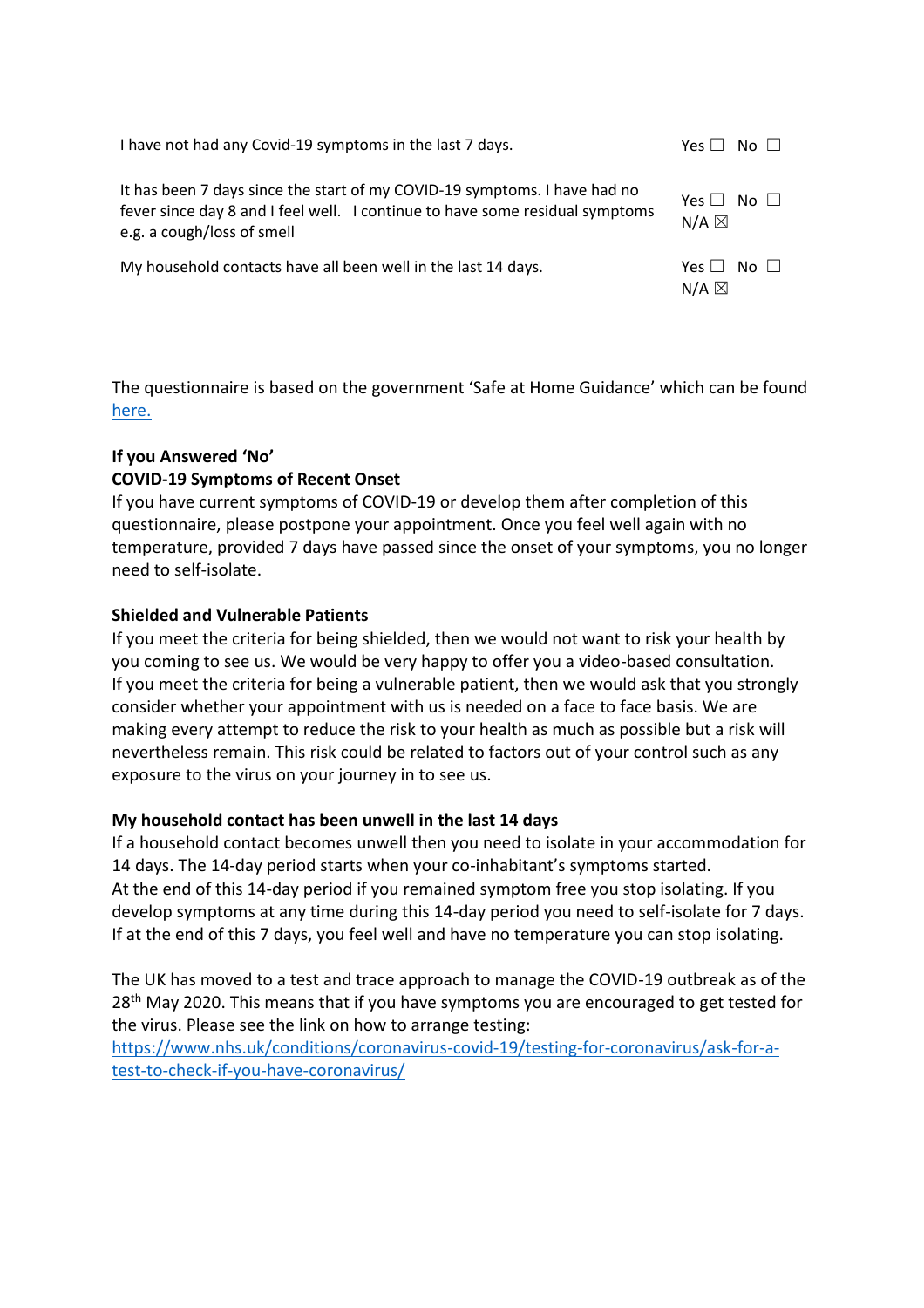| | |
|---|---|
| I have not had any Covid-19 symptoms in the last 7 days. | Yes ☐ No ☐ |
| It has been 7 days since the start of my COVID-19 symptoms. I have had no fever since day 8 and I feel well. I continue to have some residual symptoms e.g. a cough/loss of smell | Yes ☐ No ☐ N/A ☒ |
| My household contacts have all been well in the last 14 days. | Yes ☐ No ☐ N/A ☒ |

The questionnaire is based on the government 'Safe at Home Guidance' which can be found [here.]

**If you Answered 'No'**

**COVID-19 Symptoms of Recent Onset**

If you have current symptoms of COVID-19 or develop them after completion of this questionnaire, please postpone your appointment. Once you feel well again with no temperature, provided 7 days have passed since the onset of your symptoms, you no longer need to self-isolate.

**Shielded and Vulnerable Patients**

If you meet the criteria for being shielded, then we would not want to risk your health by you coming to see us. We would be very happy to offer you a video-based consultation. If you meet the criteria for being a vulnerable patient, then we would ask that you strongly consider whether your appointment with us is needed on a face to face basis. We are making every attempt to reduce the risk to your health as much as possible but a risk will nevertheless remain. This risk could be related to factors out of your control such as any exposure to the virus on your journey in to see us.

**My household contact has been unwell in the last 14 days**

If a household contact becomes unwell then you need to isolate in your accommodation for 14 days. The 14-day period starts when your co-inhabitant's symptoms started.
At the end of this 14-day period if you remained symptom free you stop isolating. If you develop symptoms at any time during this 14-day period you need to self-isolate for 7 days. If at the end of this 7 days, you feel well and have no temperature you can stop isolating.

The UK has moved to a test and trace approach to manage the COVID-19 outbreak as of the 28th May 2020. This means that if you have symptoms you are encouraged to get tested for the virus. Please see the link on how to arrange testing:
https://www.nhs.uk/conditions/coronavirus-covid-19/testing-for-coronavirus/ask-for-a-test-to-check-if-you-have-coronavirus/